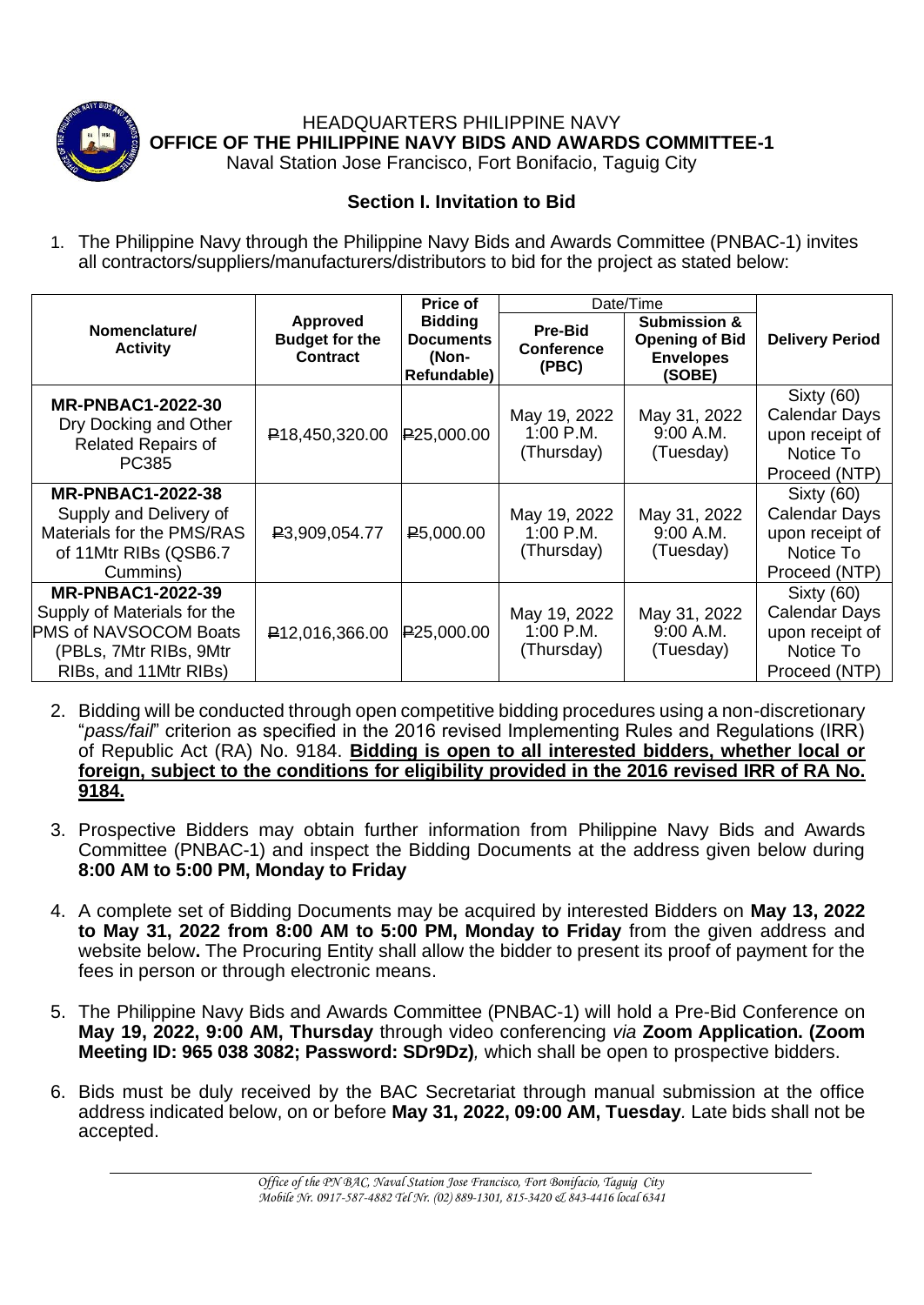HEADQUARTERS PHILIPPINE NAVY
**OFFICE OF THE PHILIPPINE NAVY BIDS AND AWARDS COMMITTEE-1**
Naval Station Jose Francisco, Fort Bonifacio, Taguig City

## Section I. Invitation to Bid

1. The Philippine Navy through the Philippine Navy Bids and Awards Committee (PNBAC-1) invites all contractors/suppliers/manufacturers/distributors to bid for the project as stated below:

| Nomenclature/ Activity | Approved Budget for the Contract | Price of Bidding Documents (Non-Refundable) | Date/Time | | Delivery Period |
|---|---|---|---|---|---|
| | | | Pre-Bid Conference (PBC) | Submission & Opening of Bid Envelopes (SOBE) | |
| **MR-PNBAC1-2022-30** Dry Docking and Other Related Repairs of PC385 | ₱18,450,320.00 | ₱25,000.00 | May 19, 2022 1:00 P.M. (Thursday) | May 31, 2022 9:00 A.M. (Tuesday) | Sixty (60) Calendar Days upon receipt of Notice To Proceed (NTP) |
| **MR-PNBAC1-2022-38** Supply and Delivery of Materials for the PMS/RAS of 11Mtr RIBs (QSB6.7 Cummins) | ₱3,909,054.77 | ₱5,000.00 | May 19, 2022 1:00 P.M. (Thursday) | May 31, 2022 9:00 A.M. (Tuesday) | Sixty (60) Calendar Days upon receipt of Notice To Proceed (NTP) |
| **MR-PNBAC1-2022-39** Supply of Materials for the PMS of NAVSOCOM Boats (PBLs, 7Mtr RIBs, 9Mtr RIBs, and 11Mtr RIBs) | ₱12,016,366.00 | ₱25,000.00 | May 19, 2022 1:00 P.M. (Thursday) | May 31, 2022 9:00 A.M. (Tuesday) | Sixty (60) Calendar Days upon receipt of Notice To Proceed (NTP) |

2. Bidding will be conducted through open competitive bidding procedures using a non-discretionary "*pass/fail*" criterion as specified in the 2016 revised Implementing Rules and Regulations (IRR) of Republic Act (RA) No. 9184. **Bidding is open to all interested bidders, whether local or foreign, subject to the conditions for eligibility provided in the 2016 revised IRR of RA No. 9184.**

3. Prospective Bidders may obtain further information from Philippine Navy Bids and Awards Committee (PNBAC-1) and inspect the Bidding Documents at the address given below during **8:00 AM to 5:00 PM, Monday to Friday**

4. A complete set of Bidding Documents may be acquired by interested Bidders on **May 13, 2022 to May 31, 2022 from 8:00 AM to 5:00 PM, Monday to Friday** from the given address and website below**.** The Procuring Entity shall allow the bidder to present its proof of payment for the fees in person or through electronic means.

5. The Philippine Navy Bids and Awards Committee (PNBAC-1) will hold a Pre-Bid Conference on **May 19, 2022, 9:00 AM, Thursday** through video conferencing *via* **Zoom Application. (Zoom Meeting ID: 965 038 3082; Password: SDr9Dz)***,* which shall be open to prospective bidders.

6. Bids must be duly received by the BAC Secretariat through manual submission at the office address indicated below, on or before **May 31, 2022, 09:00 AM, Tuesday***.* Late bids shall not be accepted.

*Office of the PN BAC, Naval Station Jose Francisco, Fort Bonifacio, Taguig City*
*Mobile Nr. 0917-587-4882 Tel Nr. (02) 889-1301, 815-3420 & 843-4416 local 6341*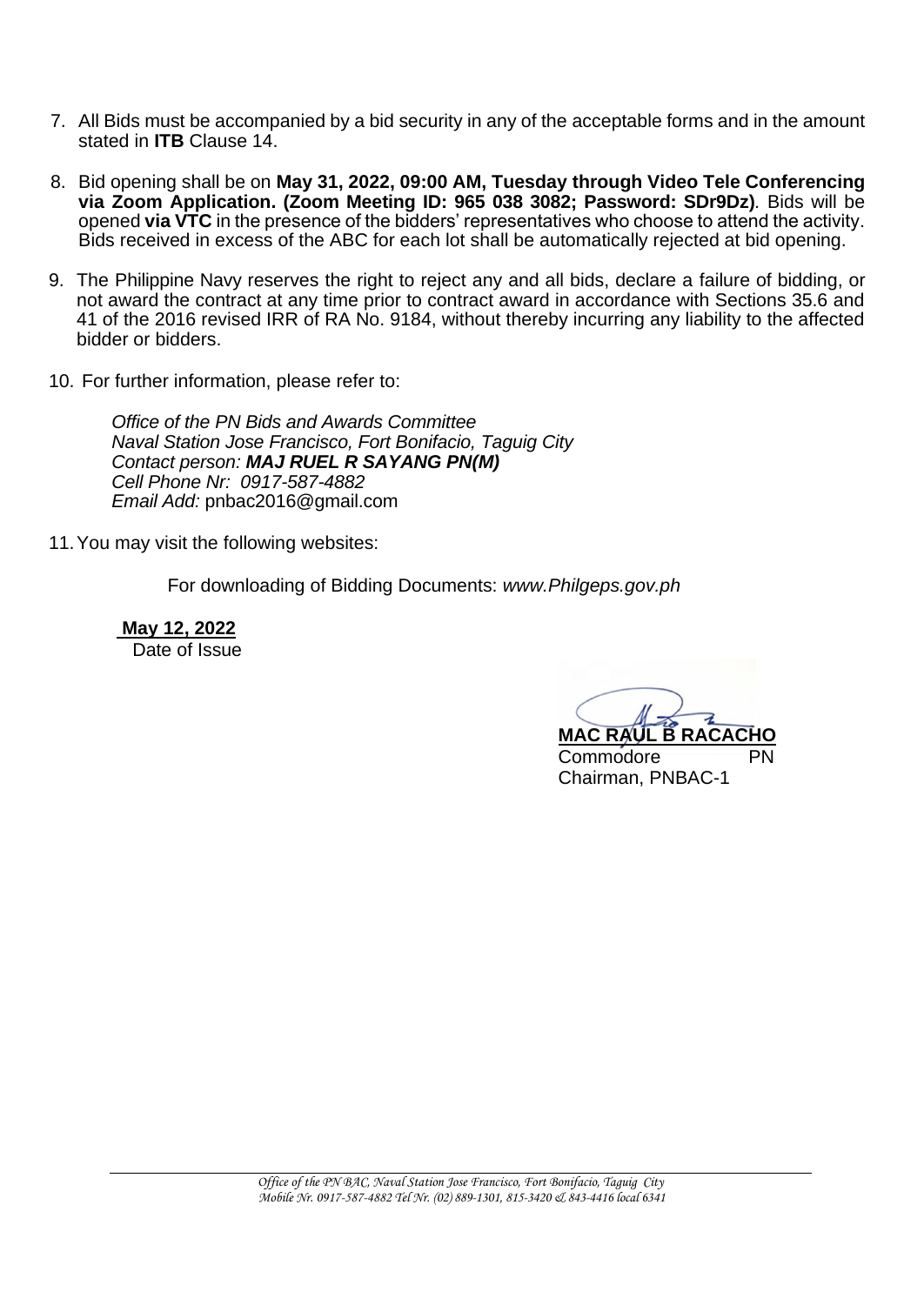7. All Bids must be accompanied by a bid security in any of the acceptable forms and in the amount stated in **ITB** Clause 14.

8. Bid opening shall be on **May 31, 2022, 09:00 AM, Tuesday through Video Tele Conferencing via Zoom Application. (Zoom Meeting ID: 965 038 3082; Password: SDr9Dz)**. Bids will be opened **via VTC** in the presence of the bidders' representatives who choose to attend the activity. Bids received in excess of the ABC for each lot shall be automatically rejected at bid opening.

9. The Philippine Navy reserves the right to reject any and all bids, declare a failure of bidding, or not award the contract at any time prior to contract award in accordance with Sections 35.6 and 41 of the 2016 revised IRR of RA No. 9184, without thereby incurring any liability to the affected bidder or bidders.

10. For further information, please refer to:

    *Office of the PN Bids and Awards Committee*
    *Naval Station Jose Francisco, Fort Bonifacio, Taguig City*
    *Contact person:* ***MAJ RUEL R SAYANG PN(M)***
    *Cell Phone Nr: 0917-587-4882*
    *Email Add:* pnbac2016@gmail.com

11. You may visit the following websites:

    For downloading of Bidding Documents: *www.Philgeps.gov.ph*

**May 12, 2022**
Date of Issue

**MAC RAUL B RACACHO**
Commodore PN
Chairman, PNBAC-1